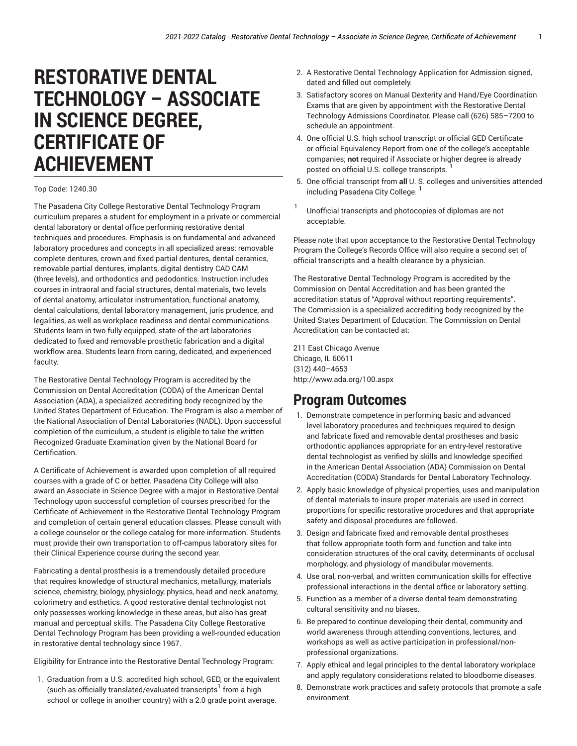# RESTORATIVE DENTAL TECHNOLOGY – ASSOCIATE IN SCIENCE DEGREE, CERTIFICATE OF ACHIEVEMENT

Top Code: 1240.30

The Pasadena City College Restorative Dental Technology Program curriculum prepares a student for employment in a private or commercial dental laboratory or dental office performing restorative dental techniques and procedures. Emphasis is on fundamental and advanced laboratory procedures and concepts in all specialized areas: removable complete dentures, crown and fixed partial dentures, dental ceramics, removable partial dentures, implants, digital dentistry CAD CAM (three levels), and orthodontics and pedodontics. Instruction includes courses in intraoral and facial structures, dental materials, two levels of dental anatomy, articulator instrumentation, functional anatomy, dental calculations, dental laboratory management, juris prudence, and legalities, as well as workplace readiness and dental communications. Students learn in two fully equipped, state-of-the-art laboratories dedicated to fixed and removable prosthetic fabrication and a digital workflow area. Students learn from caring, dedicated, and experienced faculty.

The Restorative Dental Technology Program is accredited by the Commission on Dental Accreditation (CODA) of the American Dental Association (ADA), a specialized accrediting body recognized by the United States Department of Education. The Program is also a member of the National Association of Dental Laboratories (NADL). Upon successful completion of the curriculum, a student is eligible to take the written Recognized Graduate Examination given by the National Board for Certification.

A Certificate of Achievement is awarded upon completion of all required courses with a grade of C or better. Pasadena City College will also award an Associate in Science Degree with a major in Restorative Dental Technology upon successful completion of courses prescribed for the Certificate of Achievement in the Restorative Dental Technology Program and completion of certain general education classes. Please consult with a college counselor or the college catalog for more information. Students must provide their own transportation to off-campus laboratory sites for their Clinical Experience course during the second year.

Fabricating a dental prosthesis is a tremendously detailed procedure that requires knowledge of structural mechanics, metallurgy, materials science, chemistry, biology, physiology, physics, head and neck anatomy, colorimetry and esthetics. A good restorative dental technologist not only possesses working knowledge in these areas, but also has great manual and perceptual skills. The Pasadena City College Restorative Dental Technology Program has been providing a well-rounded education in restorative dental technology since 1967.

Eligibility for Entrance into the Restorative Dental Technology Program:

1. Graduation from a U.S. accredited high school, GED, or the equivalent (such as officially translated/evaluated transcripts[1] from a high school or college in another country) with a 2.0 grade point average.
2. A Restorative Dental Technology Application for Admission signed, dated and filled out completely.
3. Satisfactory scores on Manual Dexterity and Hand/Eye Coordination Exams that are given by appointment with the Restorative Dental Technology Admissions Coordinator. Please call (626) 585–7200 to schedule an appointment.
4. One official U.S. high school transcript or official GED Certificate or official Equivalency Report from one of the college's acceptable companies; **not** required if Associate or higher degree is already posted on official U.S. college transcripts. [1]
5. One official transcript from **all** U. S. colleges and universities attended including Pasadena City College. [1]

[1] Unofficial transcripts and photocopies of diplomas are not acceptable.

Please note that upon acceptance to the Restorative Dental Technology Program the College's Records Office will also require a second set of official transcripts and a health clearance by a physician.

The Restorative Dental Technology Program is accredited by the Commission on Dental Accreditation and has been granted the accreditation status of "Approval without reporting requirements". The Commission is a specialized accrediting body recognized by the United States Department of Education. The Commission on Dental Accreditation can be contacted at:

211 East Chicago Avenue
Chicago, IL 60611
(312) 440–4653
http://www.ada.org/100.aspx

## Program Outcomes

1. Demonstrate competence in performing basic and advanced level laboratory procedures and techniques required to design and fabricate fixed and removable dental prostheses and basic orthodontic appliances appropriate for an entry-level restorative dental technologist as verified by skills and knowledge specified in the American Dental Association (ADA) Commission on Dental Accreditation (CODA) Standards for Dental Laboratory Technology.
2. Apply basic knowledge of physical properties, uses and manipulation of dental materials to insure proper materials are used in correct proportions for specific restorative procedures and that appropriate safety and disposal procedures are followed.
3. Design and fabricate fixed and removable dental prostheses that follow appropriate tooth form and function and take into consideration structures of the oral cavity, determinants of occlusal morphology, and physiology of mandibular movements.
4. Use oral, non-verbal, and written communication skills for effective professional interactions in the dental office or laboratory setting.
5. Function as a member of a diverse dental team demonstrating cultural sensitivity and no biases.
6. Be prepared to continue developing their dental, community and world awareness through attending conventions, lectures, and workshops as well as active participation in professional/non-professional organizations.
7. Apply ethical and legal principles to the dental laboratory workplace and apply regulatory considerations related to bloodborne diseases.
8. Demonstrate work practices and safety protocols that promote a safe environment.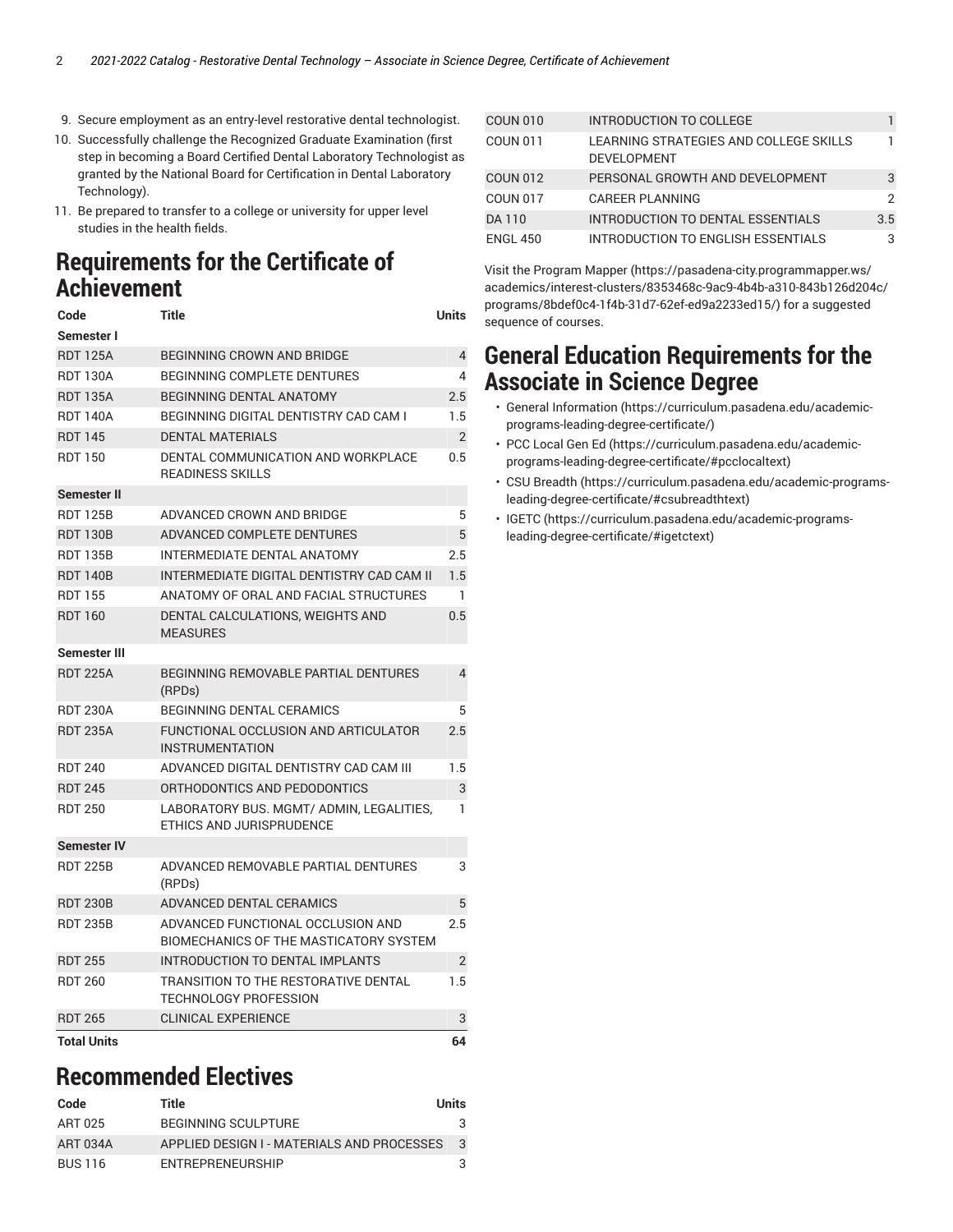9. Secure employment as an entry-level restorative dental technologist.
10. Successfully challenge the Recognized Graduate Examination (first step in becoming a Board Certified Dental Laboratory Technologist as granted by the National Board for Certification in Dental Laboratory Technology).
11. Be prepared to transfer to a college or university for upper level studies in the health fields.

## Requirements for the Certificate of Achievement

| Code | Title | Units |
|---|---|---|
| **Semester I** | | |
| RDT 125A | BEGINNING CROWN AND BRIDGE | 4 |
| RDT 130A | BEGINNING COMPLETE DENTURES | 4 |
| RDT 135A | BEGINNING DENTAL ANATOMY | 2.5 |
| RDT 140A | BEGINNING DIGITAL DENTISTRY CAD CAM I | 1.5 |
| RDT 145 | DENTAL MATERIALS | 2 |
| RDT 150 | DENTAL COMMUNICATION AND WORKPLACE READINESS SKILLS | 0.5 |
| **Semester II** | | |
| RDT 125B | ADVANCED CROWN AND BRIDGE | 5 |
| RDT 130B | ADVANCED COMPLETE DENTURES | 5 |
| RDT 135B | INTERMEDIATE DENTAL ANATOMY | 2.5 |
| RDT 140B | INTERMEDIATE DIGITAL DENTISTRY CAD CAM II | 1.5 |
| RDT 155 | ANATOMY OF ORAL AND FACIAL STRUCTURES | 1 |
| RDT 160 | DENTAL CALCULATIONS, WEIGHTS AND MEASURES | 0.5 |
| **Semester III** | | |
| RDT 225A | BEGINNING REMOVABLE PARTIAL DENTURES (RPDs) | 4 |
| RDT 230A | BEGINNING DENTAL CERAMICS | 5 |
| RDT 235A | FUNCTIONAL OCCLUSION AND ARTICULATOR INSTRUMENTATION | 2.5 |
| RDT 240 | ADVANCED DIGITAL DENTISTRY CAD CAM III | 1.5 |
| RDT 245 | ORTHODONTICS AND PEDODONTICS | 3 |
| RDT 250 | LABORATORY BUS. MGMT/ ADMIN, LEGALITIES, ETHICS AND JURISPRUDENCE | 1 |
| **Semester IV** | | |
| RDT 225B | ADVANCED REMOVABLE PARTIAL DENTURES (RPDs) | 3 |
| RDT 230B | ADVANCED DENTAL CERAMICS | 5 |
| RDT 235B | ADVANCED FUNCTIONAL OCCLUSION AND BIOMECHANICS OF THE MASTICATORY SYSTEM | 2.5 |
| RDT 255 | INTRODUCTION TO DENTAL IMPLANTS | 2 |
| RDT 260 | TRANSITION TO THE RESTORATIVE DENTAL TECHNOLOGY PROFESSION | 1.5 |
| RDT 265 | CLINICAL EXPERIENCE | 3 |
| **Total Units** | | **64** |

## Recommended Electives

| Code | Title | Units |
|---|---|---|
| ART 025 | BEGINNING SCULPTURE | 3 |
| ART 034A | APPLIED DESIGN I - MATERIALS AND PROCESSES | 3 |
| BUS 116 | ENTREPRENEURSHIP | 3 |
| COUN 010 | INTRODUCTION TO COLLEGE | 1 |
| COUN 011 | LEARNING STRATEGIES AND COLLEGE SKILLS DEVELOPMENT | 1 |
| COUN 012 | PERSONAL GROWTH AND DEVELOPMENT | 3 |
| COUN 017 | CAREER PLANNING | 2 |
| DA 110 | INTRODUCTION TO DENTAL ESSENTIALS | 3.5 |
| ENGL 450 | INTRODUCTION TO ENGLISH ESSENTIALS | 3 |

Visit the Program Mapper (https://pasadena-city.programmapper.ws/academics/interest-clusters/8353468c-9ac9-4b4b-a310-843b126d204c/programs/8bdef0c4-1f4b-31d7-62ef-ed9a2233ed15/) for a suggested sequence of courses.

## General Education Requirements for the Associate in Science Degree

- General Information (https://curriculum.pasadena.edu/academic-programs-leading-degree-certificate/)
- PCC Local Gen Ed (https://curriculum.pasadena.edu/academic-programs-leading-degree-certificate/#pcclocaltext)
- CSU Breadth (https://curriculum.pasadena.edu/academic-programs-leading-degree-certificate/#csubreadthtext)
- IGETC (https://curriculum.pasadena.edu/academic-programs-leading-degree-certificate/#igetctext)